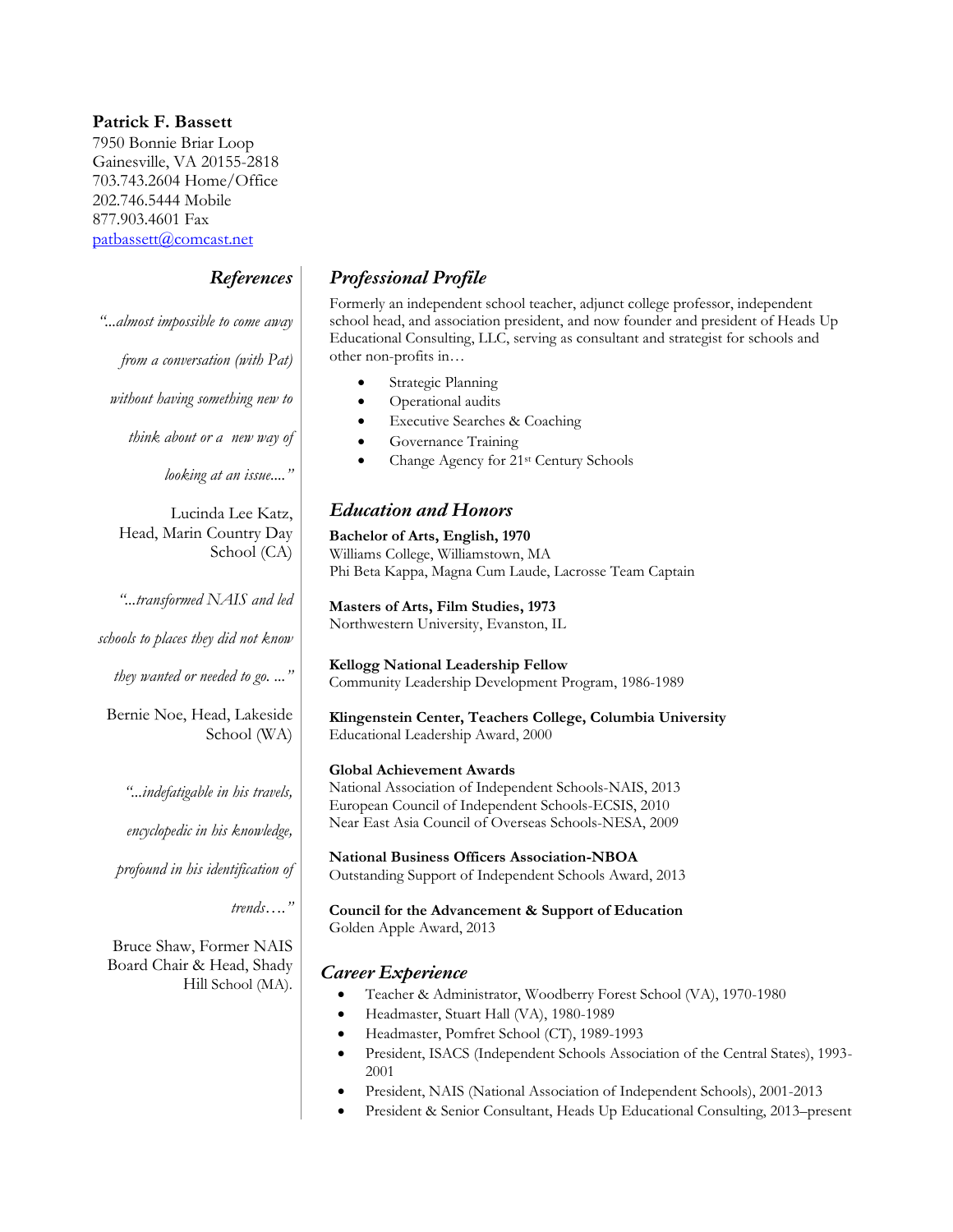**Patrick F. Bassett**
7950 Bonnie Briar Loop
Gainesville, VA 20155-2818
703.743.2604 Home/Office
202.746.5444 Mobile
877.903.4601 Fax
patbassett@comcast.net

## Professional Profile

Formerly an independent school teacher, adjunct college professor, independent school head, and association president, and now founder and president of Heads Up Educational Consulting, LLC, serving as consultant and strategist for schools and other non-profits in…

- Strategic Planning
- Operational audits
- Executive Searches & Coaching
- Governance Training
- Change Agency for 21st Century Schools

## Education and Honors

**Bachelor of Arts, English, 1970**
Williams College, Williamstown, MA
Phi Beta Kappa, Magna Cum Laude, Lacrosse Team Captain

**Masters of Arts, Film Studies, 1973**
Northwestern University, Evanston, IL

**Kellogg National Leadership Fellow**
Community Leadership Development Program, 1986-1989

**Klingenstein Center, Teachers College, Columbia University**
Educational Leadership Award, 2000

**Global Achievement Awards**
National Association of Independent Schools-NAIS, 2013
European Council of Independent Schools-ECSIS, 2010
Near East Asia Council of Overseas Schools-NESA, 2009

**National Business Officers Association-NBOA**
Outstanding Support of Independent Schools Award, 2013

**Council for the Advancement & Support of Education**
Golden Apple Award, 2013

## Career Experience

- Teacher & Administrator, Woodberry Forest School (VA), 1970-1980
- Headmaster, Stuart Hall (VA), 1980-1989
- Headmaster, Pomfret School (CT), 1989-1993
- President, ISACS (Independent Schools Association of the Central States), 1993-2001
- President, NAIS (National Association of Independent Schools), 2001-2013
- President & Senior Consultant, Heads Up Educational Consulting, 2013–present

## References

*"...almost impossible to come away from a conversation (with Pat) without having something new to think about or a new way of looking at an issue...."*

Lucinda Lee Katz, Head, Marin Country Day School (CA)

*"...transformed NAIS and led schools to places they did not know they wanted or needed to go. ..."*

Bernie Noe, Head, Lakeside School (WA)

*"...indefatigable in his travels, encyclopedic in his knowledge, profound in his identification of trends…."*

Bruce Shaw, Former NAIS Board Chair & Head, Shady Hill School (MA).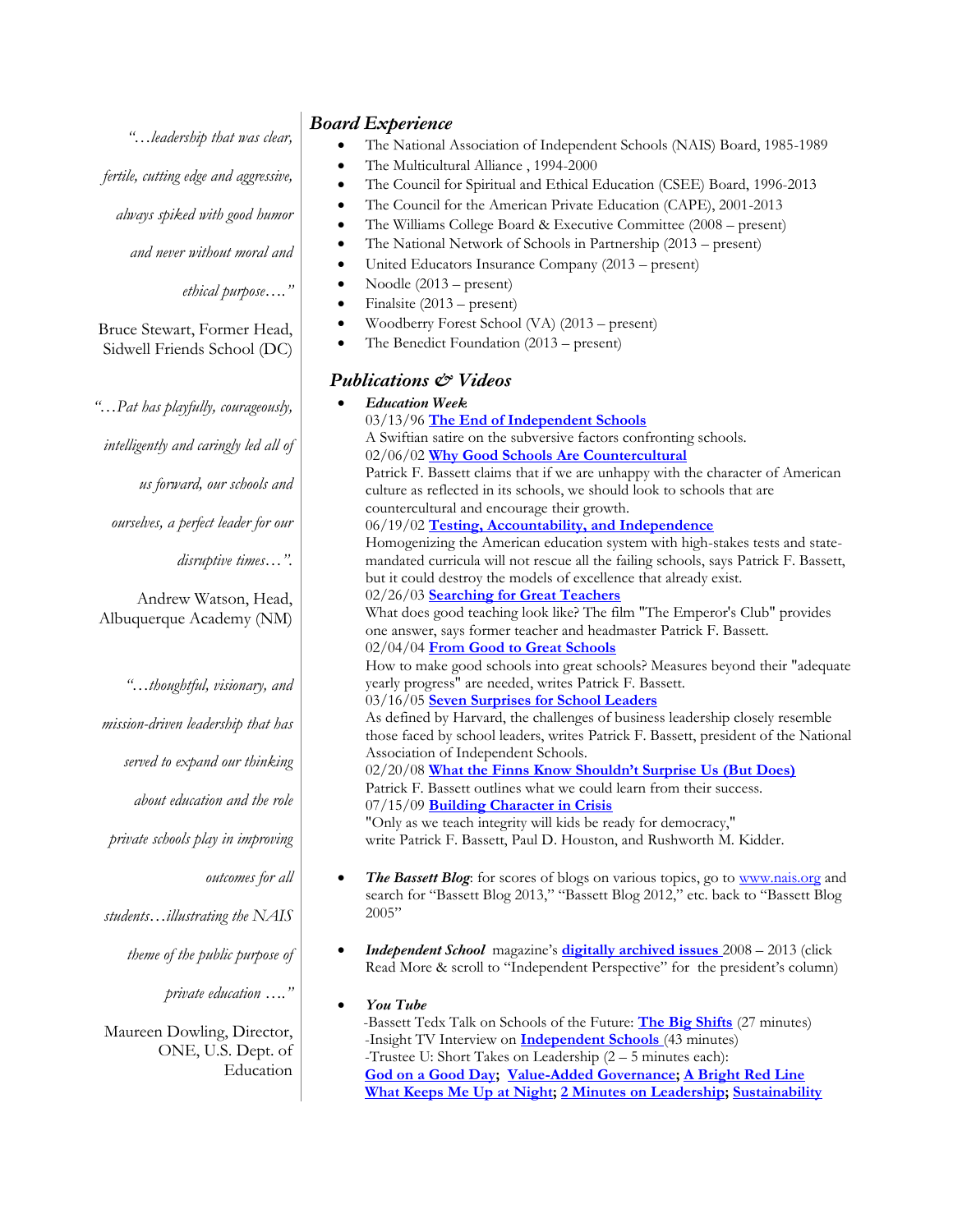*"…leadership that was clear, fertile, cutting edge and aggressive, always spiked with good humor and never without moral and ethical purpose…."*

Bruce Stewart, Former Head, Sidwell Friends School (DC)

*"…Pat has playfully, courageously, intelligently and caringly led all of us forward, our schools and ourselves, a perfect leader for our disruptive times…".*

Andrew Watson, Head, Albuquerque Academy (NM)

*"…thoughtful, visionary, and mission-driven leadership that has served to expand our thinking about education and the role private schools play in improving outcomes for all students…illustrating the NAIS theme of the public purpose of private education …."*

Maureen Dowling, Director, ONE, U.S. Dept. of Education

## Board Experience

- The National Association of Independent Schools (NAIS) Board, 1985-1989
- The Multicultural Alliance , 1994-2000
- The Council for Spiritual and Ethical Education (CSEE) Board, 1996-2013
- The Council for the American Private Education (CAPE), 2001-2013
- The Williams College Board & Executive Committee (2008 – present)
- The National Network of Schools in Partnership (2013 – present)
- United Educators Insurance Company (2013 – present)
- Noodle (2013 – present)
- Finalsite (2013 – present)
- Woodberry Forest School (VA) (2013 – present)
- The Benedict Foundation (2013 – present)

## Publications & Videos

- ***Education Week***
  03/13/96 **The End of Independent Schools**
  A Swiftian satire on the subversive factors confronting schools.
  02/06/02 **Why Good Schools Are Countercultural**
  Patrick F. Bassett claims that if we are unhappy with the character of American culture as reflected in its schools, we should look to schools that are countercultural and encourage their growth.
  06/19/02 **Testing, Accountability, and Independence**
  Homogenizing the American education system with high-stakes tests and state-mandated curricula will not rescue all the failing schools, says Patrick F. Bassett, but it could destroy the models of excellence that already exist.
  02/26/03 **Searching for Great Teachers**
  What does good teaching look like? The film "The Emperor's Club" provides one answer, says former teacher and headmaster Patrick F. Bassett.
  02/04/04 **From Good to Great Schools**
  How to make good schools into great schools? Measures beyond their "adequate yearly progress" are needed, writes Patrick F. Bassett.
  03/16/05 **Seven Surprises for School Leaders**
  As defined by Harvard, the challenges of business leadership closely resemble those faced by school leaders, writes Patrick F. Bassett, president of the National Association of Independent Schools.
  02/20/08 **What the Finns Know Shouldn't Surprise Us (But Does)**
  Patrick F. Bassett outlines what we could learn from their success.
  07/15/09 **Building Character in Crisis**
  "Only as we teach integrity will kids be ready for democracy," write Patrick F. Bassett, Paul D. Houston, and Rushworth M. Kidder.

- ***The Bassett Blog***: for scores of blogs on various topics, go to www.nais.org and search for "Bassett Blog 2013," "Bassett Blog 2012," etc. back to "Bassett Blog 2005"

- ***Independent School*** magazine's **digitally archived issues** 2008 – 2013 (click Read More & scroll to "Independent Perspective" for the president's column)

- ***You Tube***
  -Bassett Tedx Talk on Schools of the Future: **The Big Shifts** (27 minutes)
  -Insight TV Interview on **Independent Schools** (43 minutes)
  -Trustee U: Short Takes on Leadership (2 – 5 minutes each):
  **God on a Good Day**; **Value-Added Governance**; **A Bright Red Line**
  **What Keeps Me Up at Night**; **2 Minutes on Leadership**; **Sustainability**